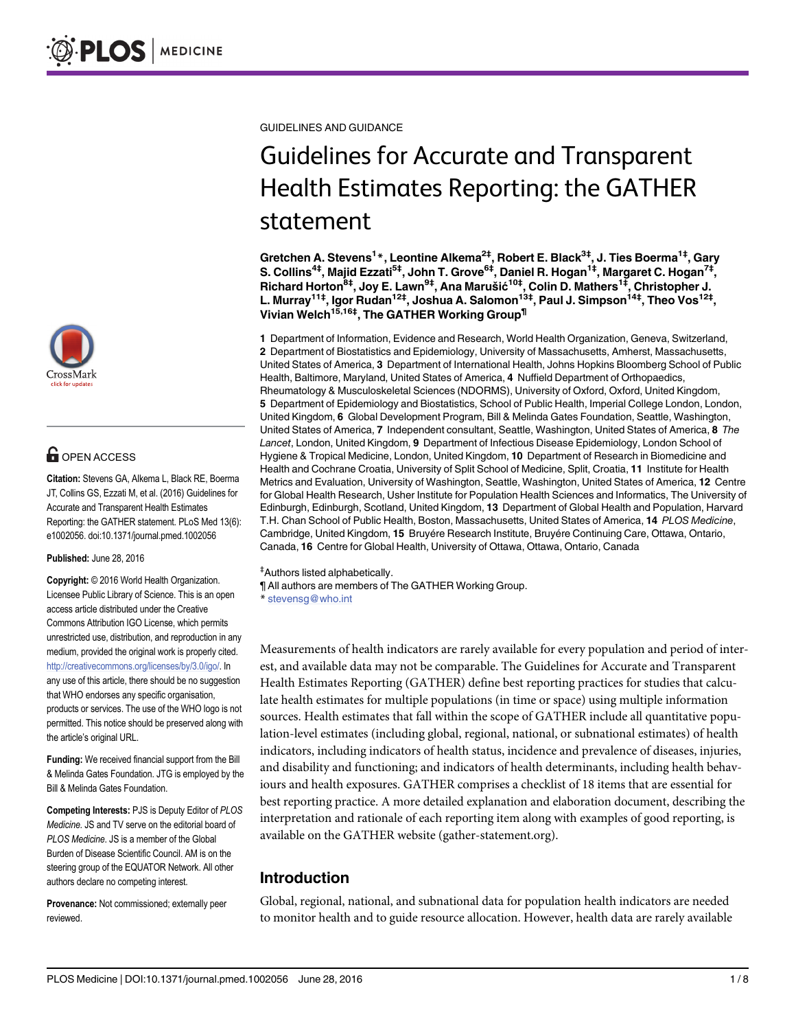GUIDELINES AND GUIDANCE

# Guidelines for Accurate and Transparent Health Estimates Reporting: the GATHER statement

**Gretchen A. Stevens[1]*, Leontine Alkema[2‡], Robert E. Black[3‡], J. Ties Boerma[1‡], Gary S. Collins[4‡], Majid Ezzati[5‡], John T. Grove[6‡], Daniel R. Hogan[1‡], Margaret C. Hogan[7‡], Richard Horton[8‡], Joy E. Lawn[9‡], Ana Marušić[10‡], Colin D. Mathers[1‡], Christopher J. L. Murray[11‡], Igor Rudan[12‡], Joshua A. Salomon[13‡], Paul J. Simpson[14‡], Theo Vos[12‡], Vivian Welch[15,16‡], The GATHER Working Group[¶]**

**1** Department of Information, Evidence and Research, World Health Organization, Geneva, Switzerland, **2** Department of Biostatistics and Epidemiology, University of Massachusetts, Amherst, Massachusetts, United States of America, **3** Department of International Health, Johns Hopkins Bloomberg School of Public Health, Baltimore, Maryland, United States of America, **4** Nuffield Department of Orthopaedics, Rheumatology & Musculoskeletal Sciences (NDORMS), University of Oxford, Oxford, United Kingdom, **5** Department of Epidemiology and Biostatistics, School of Public Health, Imperial College London, London, United Kingdom, **6** Global Development Program, Bill & Melinda Gates Foundation, Seattle, Washington, United States of America, **7** Independent consultant, Seattle, Washington, United States of America, **8** *The Lancet*, London, United Kingdom, **9** Department of Infectious Disease Epidemiology, London School of Hygiene & Tropical Medicine, London, United Kingdom, **10** Department of Research in Biomedicine and Health and Cochrane Croatia, University of Split School of Medicine, Split, Croatia, **11** Institute for Health Metrics and Evaluation, University of Washington, Seattle, Washington, United States of America, **12** Centre for Global Health Research, Usher Institute for Population Health Sciences and Informatics, The University of Edinburgh, Edinburgh, Scotland, United Kingdom, **13** Department of Global Health and Population, Harvard T.H. Chan School of Public Health, Boston, Massachusetts, United States of America, **14** *PLOS Medicine*, Cambridge, United Kingdom, **15** Bruyére Research Institute, Bruyére Continuing Care, Ottawa, Ontario, Canada, **16** Centre for Global Health, University of Ottawa, Ottawa, Ontario, Canada

‡Authors listed alphabetically.
¶ All authors are members of The GATHER Working Group.
* stevensg@who.int

OPEN ACCESS

**Citation:** Stevens GA, Alkema L, Black RE, Boerma JT, Collins GS, Ezzati M, et al. (2016) Guidelines for Accurate and Transparent Health Estimates Reporting: the GATHER statement. PLoS Med 13(6): e1002056. doi:10.1371/journal.pmed.1002056

**Published:** June 28, 2016

**Copyright:** © 2016 World Health Organization. Licensee Public Library of Science. This is an open access article distributed under the Creative Commons Attribution IGO License, which permits unrestricted use, distribution, and reproduction in any medium, provided the original work is properly cited. http://creativecommons.org/licenses/by/3.0/igo/. In any use of this article, there should be no suggestion that WHO endorses any specific organisation, products or services. The use of the WHO logo is not permitted. This notice should be preserved along with the article's original URL.

**Funding:** We received financial support from the Bill & Melinda Gates Foundation. JTG is employed by the Bill & Melinda Gates Foundation.

**Competing Interests:** PJS is Deputy Editor of *PLOS Medicine*. JS and TV serve on the editorial board of *PLOS Medicine*. JS is a member of the Global Burden of Disease Scientific Council. AM is on the steering group of the EQUATOR Network. All other authors declare no competing interest.

**Provenance:** Not commissioned; externally peer reviewed.

Measurements of health indicators are rarely available for every population and period of interest, and available data may not be comparable. The Guidelines for Accurate and Transparent Health Estimates Reporting (GATHER) define best reporting practices for studies that calculate health estimates for multiple populations (in time or space) using multiple information sources. Health estimates that fall within the scope of GATHER include all quantitative population-level estimates (including global, regional, national, or subnational estimates) of health indicators, including indicators of health status, incidence and prevalence of diseases, injuries, and disability and functioning; and indicators of health determinants, including health behaviours and health exposures. GATHER comprises a checklist of 18 items that are essential for best reporting practice. A more detailed explanation and elaboration document, describing the interpretation and rationale of each reporting item along with examples of good reporting, is available on the GATHER website (gather-statement.org).

## Introduction

Global, regional, national, and subnational data for population health indicators are needed to monitor health and to guide resource allocation. However, health data are rarely available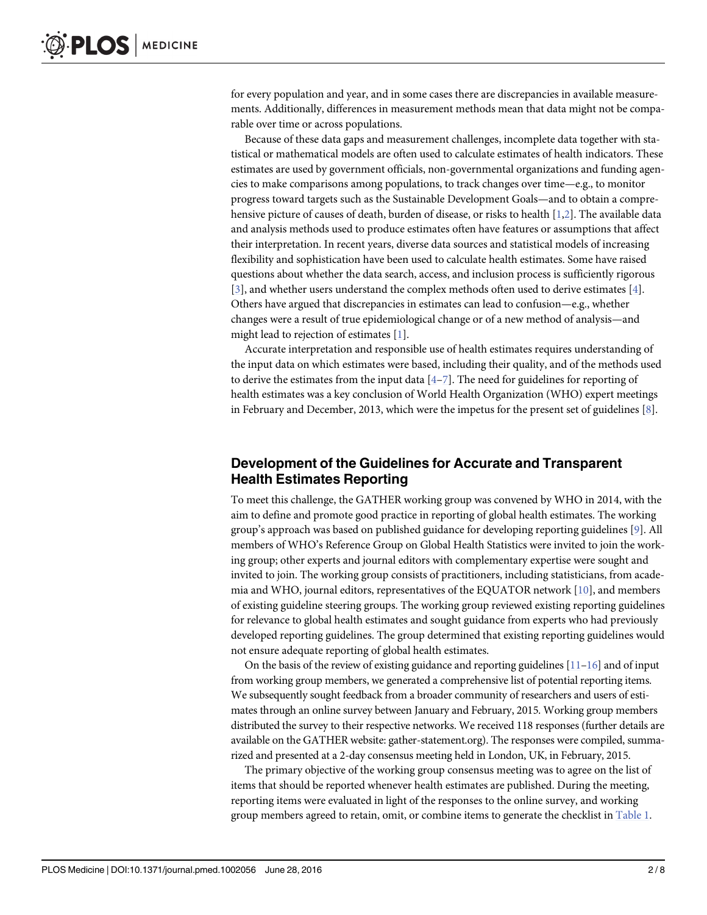for every population and year, and in some cases there are discrepancies in available measurements. Additionally, differences in measurement methods mean that data might not be comparable over time or across populations.

Because of these data gaps and measurement challenges, incomplete data together with statistical or mathematical models are often used to calculate estimates of health indicators. These estimates are used by government officials, non-governmental organizations and funding agencies to make comparisons among populations, to track changes over time—e.g., to monitor progress toward targets such as the Sustainable Development Goals—and to obtain a comprehensive picture of causes of death, burden of disease, or risks to health [1,2]. The available data and analysis methods used to produce estimates often have features or assumptions that affect their interpretation. In recent years, diverse data sources and statistical models of increasing flexibility and sophistication have been used to calculate health estimates. Some have raised questions about whether the data search, access, and inclusion process is sufficiently rigorous [3], and whether users understand the complex methods often used to derive estimates [4]. Others have argued that discrepancies in estimates can lead to confusion—e.g., whether changes were a result of true epidemiological change or of a new method of analysis—and might lead to rejection of estimates [1].

Accurate interpretation and responsible use of health estimates requires understanding of the input data on which estimates were based, including their quality, and of the methods used to derive the estimates from the input data [4–7]. The need for guidelines for reporting of health estimates was a key conclusion of World Health Organization (WHO) expert meetings in February and December, 2013, which were the impetus for the present set of guidelines [8].

## Development of the Guidelines for Accurate and Transparent Health Estimates Reporting

To meet this challenge, the GATHER working group was convened by WHO in 2014, with the aim to define and promote good practice in reporting of global health estimates. The working group's approach was based on published guidance for developing reporting guidelines [9]. All members of WHO's Reference Group on Global Health Statistics were invited to join the working group; other experts and journal editors with complementary expertise were sought and invited to join. The working group consists of practitioners, including statisticians, from academia and WHO, journal editors, representatives of the EQUATOR network [10], and members of existing guideline steering groups. The working group reviewed existing reporting guidelines for relevance to global health estimates and sought guidance from experts who had previously developed reporting guidelines. The group determined that existing reporting guidelines would not ensure adequate reporting of global health estimates.

On the basis of the review of existing guidance and reporting guidelines [11–16] and of input from working group members, we generated a comprehensive list of potential reporting items. We subsequently sought feedback from a broader community of researchers and users of estimates through an online survey between January and February, 2015. Working group members distributed the survey to their respective networks. We received 118 responses (further details are available on the GATHER website: gather-statement.org). The responses were compiled, summarized and presented at a 2-day consensus meeting held in London, UK, in February, 2015.

The primary objective of the working group consensus meeting was to agree on the list of items that should be reported whenever health estimates are published. During the meeting, reporting items were evaluated in light of the responses to the online survey, and working group members agreed to retain, omit, or combine items to generate the checklist in Table 1.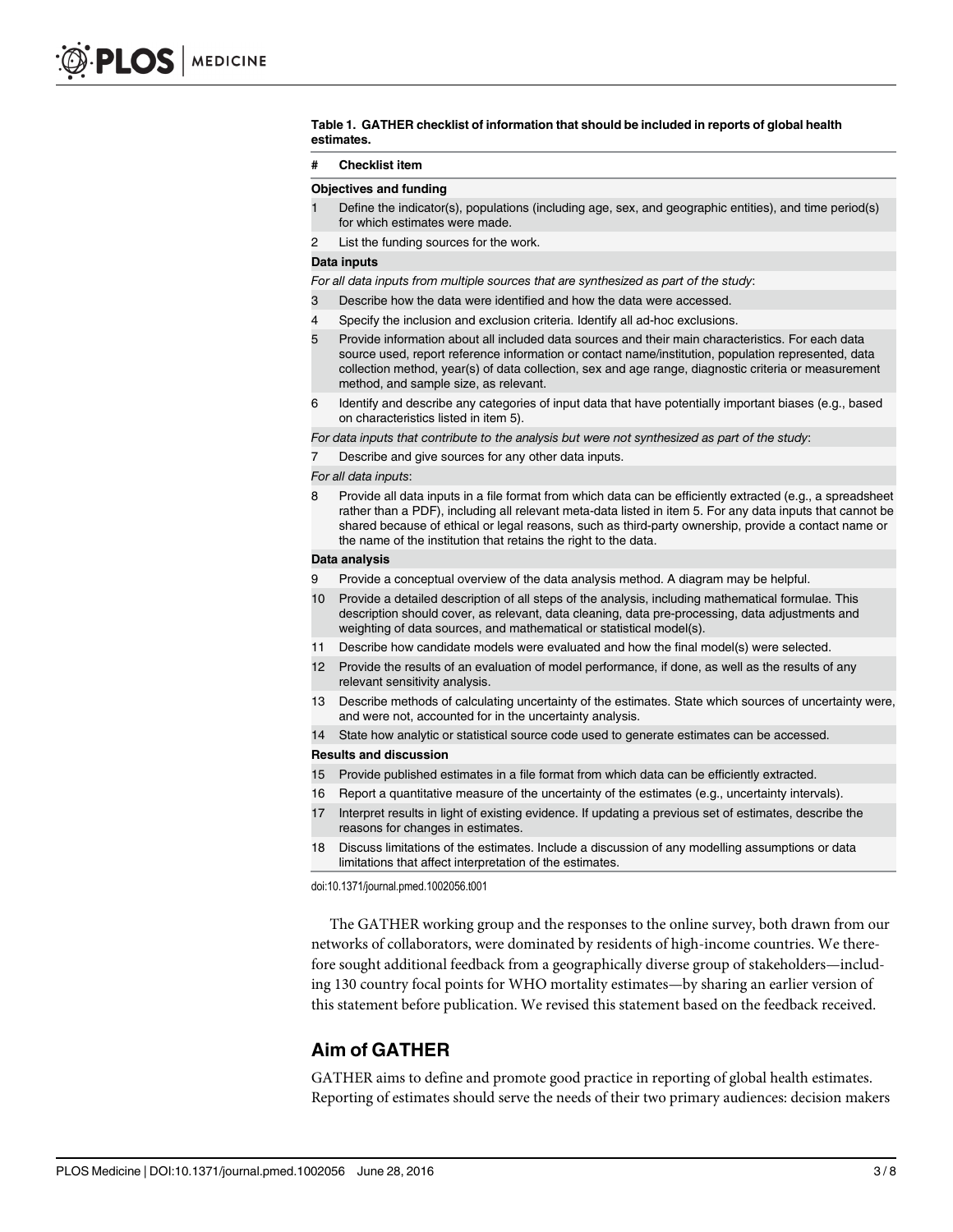**Table 1. GATHER checklist of information that should be included in reports of global health estimates.**

| # | Checklist item |
|---|---|
| **Objectives and funding** | |
| 1 | Define the indicator(s), populations (including age, sex, and geographic entities), and time period(s) for which estimates were made. |
| 2 | List the funding sources for the work. |
| **Data inputs** | |
| *For all data inputs from multiple sources that are synthesized as part of the study*: | |
| 3 | Describe how the data were identified and how the data were accessed. |
| 4 | Specify the inclusion and exclusion criteria. Identify all ad-hoc exclusions. |
| 5 | Provide information about all included data sources and their main characteristics. For each data source used, report reference information or contact name/institution, population represented, data collection method, year(s) of data collection, sex and age range, diagnostic criteria or measurement method, and sample size, as relevant. |
| 6 | Identify and describe any categories of input data that have potentially important biases (e.g., based on characteristics listed in item 5). |
| *For data inputs that contribute to the analysis but were not synthesized as part of the study*: | |
| 7 | Describe and give sources for any other data inputs. |
| *For all data inputs*: | |
| 8 | Provide all data inputs in a file format from which data can be efficiently extracted (e.g., a spreadsheet rather than a PDF), including all relevant meta-data listed in item 5. For any data inputs that cannot be shared because of ethical or legal reasons, such as third-party ownership, provide a contact name or the name of the institution that retains the right to the data. |
| **Data analysis** | |
| 9 | Provide a conceptual overview of the data analysis method. A diagram may be helpful. |
| 10 | Provide a detailed description of all steps of the analysis, including mathematical formulae. This description should cover, as relevant, data cleaning, data pre-processing, data adjustments and weighting of data sources, and mathematical or statistical model(s). |
| 11 | Describe how candidate models were evaluated and how the final model(s) were selected. |
| 12 | Provide the results of an evaluation of model performance, if done, as well as the results of any relevant sensitivity analysis. |
| 13 | Describe methods of calculating uncertainty of the estimates. State which sources of uncertainty were, and were not, accounted for in the uncertainty analysis. |
| 14 | State how analytic or statistical source code used to generate estimates can be accessed. |
| **Results and discussion** | |
| 15 | Provide published estimates in a file format from which data can be efficiently extracted. |
| 16 | Report a quantitative measure of the uncertainty of the estimates (e.g., uncertainty intervals). |
| 17 | Interpret results in light of existing evidence. If updating a previous set of estimates, describe the reasons for changes in estimates. |
| 18 | Discuss limitations of the estimates. Include a discussion of any modelling assumptions or data limitations that affect interpretation of the estimates. |

doi:10.1371/journal.pmed.1002056.t001

The GATHER working group and the responses to the online survey, both drawn from our networks of collaborators, were dominated by residents of high-income countries. We therefore sought additional feedback from a geographically diverse group of stakeholders—including 130 country focal points for WHO mortality estimates—by sharing an earlier version of this statement before publication. We revised this statement based on the feedback received.

## Aim of GATHER

GATHER aims to define and promote good practice in reporting of global health estimates. Reporting of estimates should serve the needs of their two primary audiences: decision makers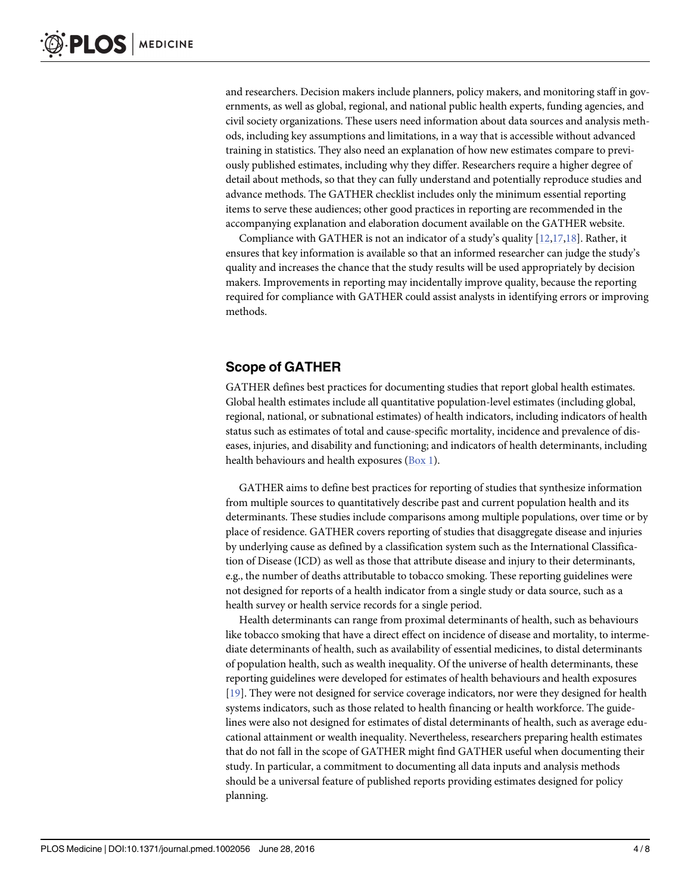and researchers. Decision makers include planners, policy makers, and monitoring staff in governments, as well as global, regional, and national public health experts, funding agencies, and civil society organizations. These users need information about data sources and analysis methods, including key assumptions and limitations, in a way that is accessible without advanced training in statistics. They also need an explanation of how new estimates compare to previously published estimates, including why they differ. Researchers require a higher degree of detail about methods, so that they can fully understand and potentially reproduce studies and advance methods. The GATHER checklist includes only the minimum essential reporting items to serve these audiences; other good practices in reporting are recommended in the accompanying explanation and elaboration document available on the GATHER website.

Compliance with GATHER is not an indicator of a study's quality [12,17,18]. Rather, it ensures that key information is available so that an informed researcher can judge the study's quality and increases the chance that the study results will be used appropriately by decision makers. Improvements in reporting may incidentally improve quality, because the reporting required for compliance with GATHER could assist analysts in identifying errors or improving methods.

## Scope of GATHER

GATHER defines best practices for documenting studies that report global health estimates. Global health estimates include all quantitative population-level estimates (including global, regional, national, or subnational estimates) of health indicators, including indicators of health status such as estimates of total and cause-specific mortality, incidence and prevalence of diseases, injuries, and disability and functioning; and indicators of health determinants, including health behaviours and health exposures (Box 1).

GATHER aims to define best practices for reporting of studies that synthesize information from multiple sources to quantitatively describe past and current population health and its determinants. These studies include comparisons among multiple populations, over time or by place of residence. GATHER covers reporting of studies that disaggregate disease and injuries by underlying cause as defined by a classification system such as the International Classification of Disease (ICD) as well as those that attribute disease and injury to their determinants, e.g., the number of deaths attributable to tobacco smoking. These reporting guidelines were not designed for reports of a health indicator from a single study or data source, such as a health survey or health service records for a single period.

Health determinants can range from proximal determinants of health, such as behaviours like tobacco smoking that have a direct effect on incidence of disease and mortality, to intermediate determinants of health, such as availability of essential medicines, to distal determinants of population health, such as wealth inequality. Of the universe of health determinants, these reporting guidelines were developed for estimates of health behaviours and health exposures [19]. They were not designed for service coverage indicators, nor were they designed for health systems indicators, such as those related to health financing or health workforce. The guidelines were also not designed for estimates of distal determinants of health, such as average educational attainment or wealth inequality. Nevertheless, researchers preparing health estimates that do not fall in the scope of GATHER might find GATHER useful when documenting their study. In particular, a commitment to documenting all data inputs and analysis methods should be a universal feature of published reports providing estimates designed for policy planning.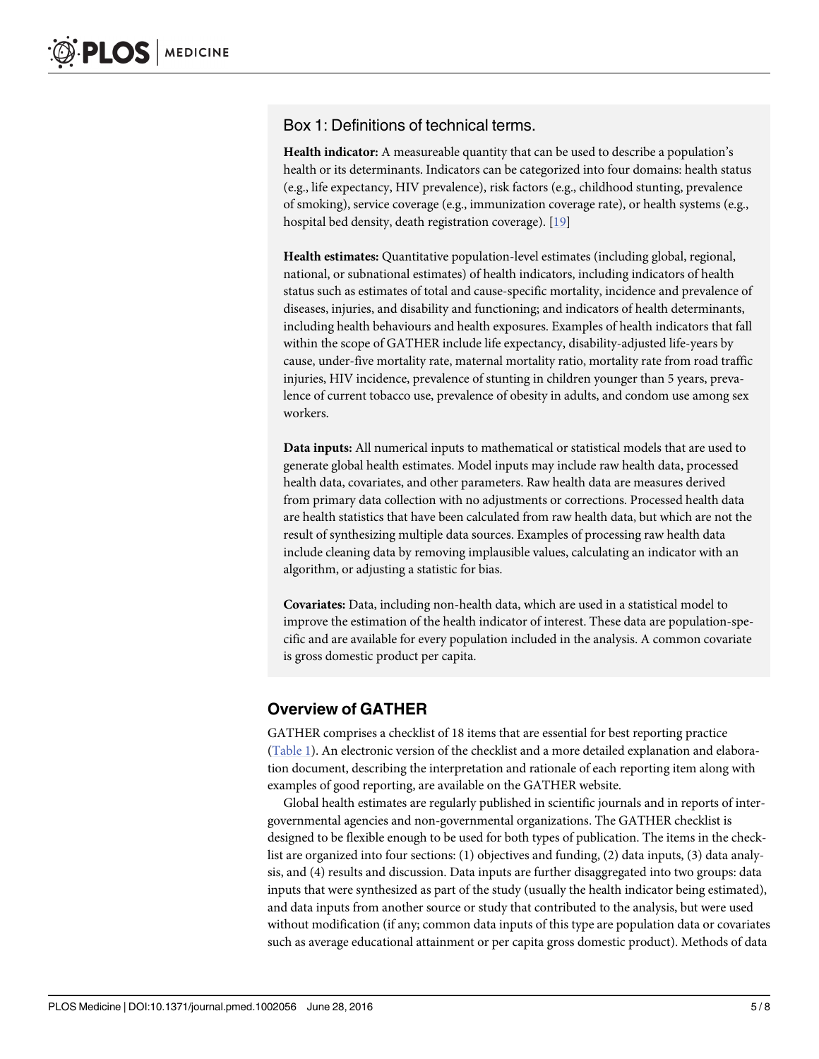### Box 1: Definitions of technical terms.

**Health indicator:** A measureable quantity that can be used to describe a population's health or its determinants. Indicators can be categorized into four domains: health status (e.g., life expectancy, HIV prevalence), risk factors (e.g., childhood stunting, prevalence of smoking), service coverage (e.g., immunization coverage rate), or health systems (e.g., hospital bed density, death registration coverage). [19]

**Health estimates:** Quantitative population-level estimates (including global, regional, national, or subnational estimates) of health indicators, including indicators of health status such as estimates of total and cause-specific mortality, incidence and prevalence of diseases, injuries, and disability and functioning; and indicators of health determinants, including health behaviours and health exposures. Examples of health indicators that fall within the scope of GATHER include life expectancy, disability-adjusted life-years by cause, under-five mortality rate, maternal mortality ratio, mortality rate from road traffic injuries, HIV incidence, prevalence of stunting in children younger than 5 years, prevalence of current tobacco use, prevalence of obesity in adults, and condom use among sex workers.

**Data inputs:** All numerical inputs to mathematical or statistical models that are used to generate global health estimates. Model inputs may include raw health data, processed health data, covariates, and other parameters. Raw health data are measures derived from primary data collection with no adjustments or corrections. Processed health data are health statistics that have been calculated from raw health data, but which are not the result of synthesizing multiple data sources. Examples of processing raw health data include cleaning data by removing implausible values, calculating an indicator with an algorithm, or adjusting a statistic for bias.

**Covariates:** Data, including non-health data, which are used in a statistical model to improve the estimation of the health indicator of interest. These data are population-specific and are available for every population included in the analysis. A common covariate is gross domestic product per capita.

## Overview of GATHER

GATHER comprises a checklist of 18 items that are essential for best reporting practice (Table 1). An electronic version of the checklist and a more detailed explanation and elaboration document, describing the interpretation and rationale of each reporting item along with examples of good reporting, are available on the GATHER website.

Global health estimates are regularly published in scientific journals and in reports of intergovernmental agencies and non-governmental organizations. The GATHER checklist is designed to be flexible enough to be used for both types of publication. The items in the checklist are organized into four sections: (1) objectives and funding, (2) data inputs, (3) data analysis, and (4) results and discussion. Data inputs are further disaggregated into two groups: data inputs that were synthesized as part of the study (usually the health indicator being estimated), and data inputs from another source or study that contributed to the analysis, but were used without modification (if any; common data inputs of this type are population data or covariates such as average educational attainment or per capita gross domestic product). Methods of data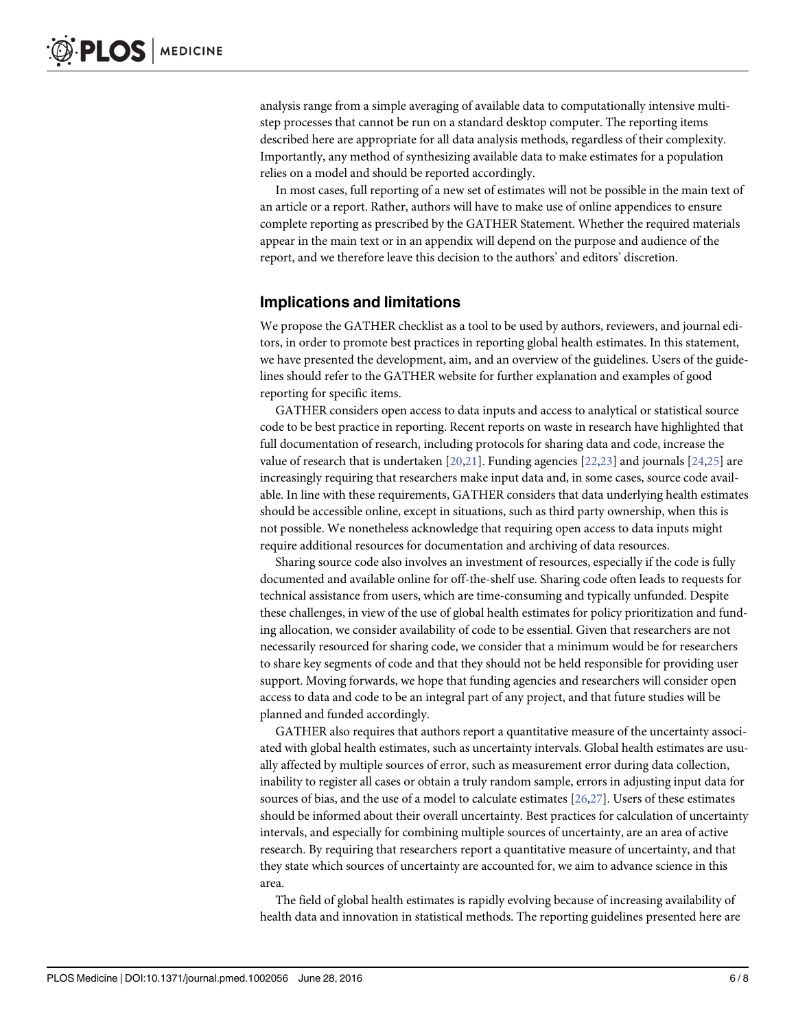analysis range from a simple averaging of available data to computationally intensive multi-step processes that cannot be run on a standard desktop computer. The reporting items described here are appropriate for all data analysis methods, regardless of their complexity. Importantly, any method of synthesizing available data to make estimates for a population relies on a model and should be reported accordingly.

In most cases, full reporting of a new set of estimates will not be possible in the main text of an article or a report. Rather, authors will have to make use of online appendices to ensure complete reporting as prescribed by the GATHER Statement. Whether the required materials appear in the main text or in an appendix will depend on the purpose and audience of the report, and we therefore leave this decision to the authors' and editors' discretion.

## Implications and limitations

We propose the GATHER checklist as a tool to be used by authors, reviewers, and journal editors, in order to promote best practices in reporting global health estimates. In this statement, we have presented the development, aim, and an overview of the guidelines. Users of the guidelines should refer to the GATHER website for further explanation and examples of good reporting for specific items.

GATHER considers open access to data inputs and access to analytical or statistical source code to be best practice in reporting. Recent reports on waste in research have highlighted that full documentation of research, including protocols for sharing data and code, increase the value of research that is undertaken [20,21]. Funding agencies [22,23] and journals [24,25] are increasingly requiring that researchers make input data and, in some cases, source code available. In line with these requirements, GATHER considers that data underlying health estimates should be accessible online, except in situations, such as third party ownership, when this is not possible. We nonetheless acknowledge that requiring open access to data inputs might require additional resources for documentation and archiving of data resources.

Sharing source code also involves an investment of resources, especially if the code is fully documented and available online for off-the-shelf use. Sharing code often leads to requests for technical assistance from users, which are time-consuming and typically unfunded. Despite these challenges, in view of the use of global health estimates for policy prioritization and funding allocation, we consider availability of code to be essential. Given that researchers are not necessarily resourced for sharing code, we consider that a minimum would be for researchers to share key segments of code and that they should not be held responsible for providing user support. Moving forwards, we hope that funding agencies and researchers will consider open access to data and code to be an integral part of any project, and that future studies will be planned and funded accordingly.

GATHER also requires that authors report a quantitative measure of the uncertainty associated with global health estimates, such as uncertainty intervals. Global health estimates are usually affected by multiple sources of error, such as measurement error during data collection, inability to register all cases or obtain a truly random sample, errors in adjusting input data for sources of bias, and the use of a model to calculate estimates [26,27]. Users of these estimates should be informed about their overall uncertainty. Best practices for calculation of uncertainty intervals, and especially for combining multiple sources of uncertainty, are an area of active research. By requiring that researchers report a quantitative measure of uncertainty, and that they state which sources of uncertainty are accounted for, we aim to advance science in this area.

The field of global health estimates is rapidly evolving because of increasing availability of health data and innovation in statistical methods. The reporting guidelines presented here are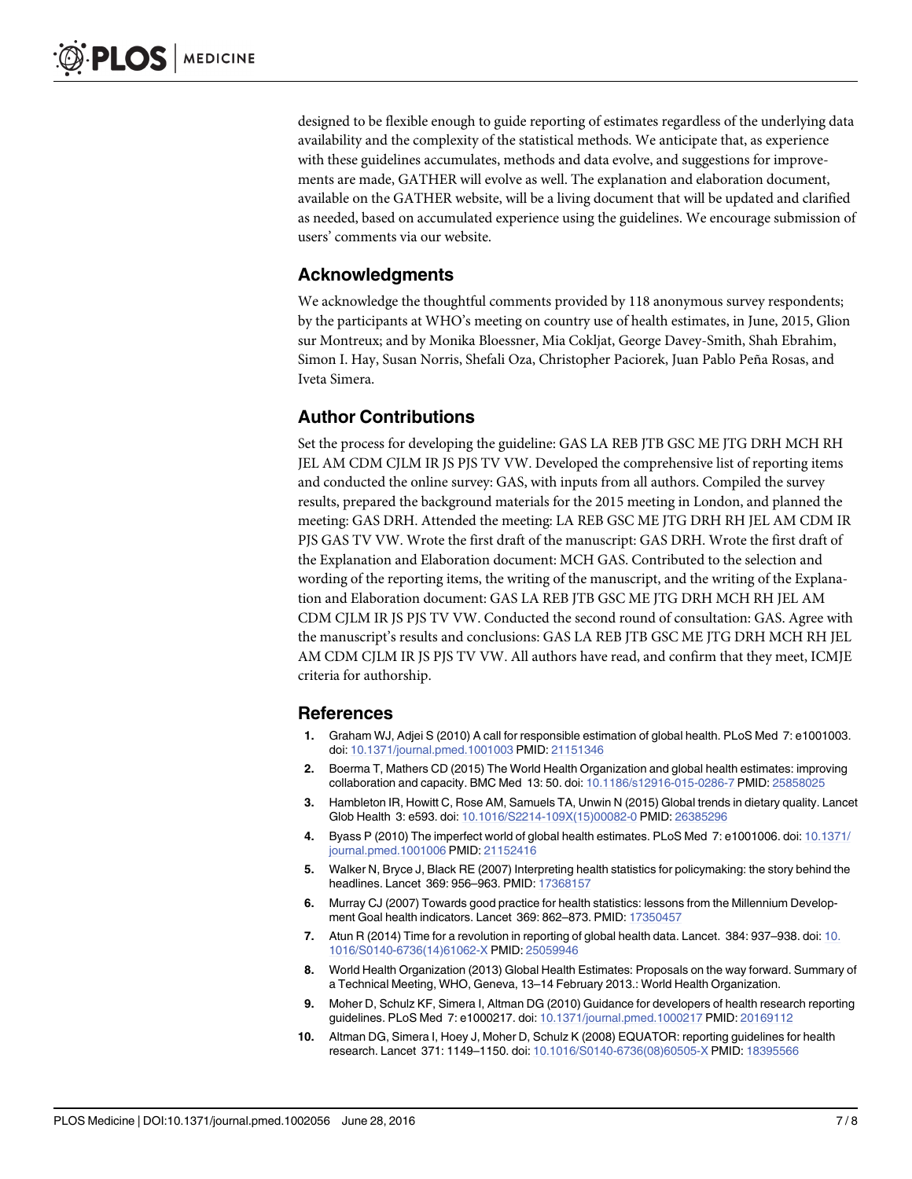designed to be flexible enough to guide reporting of estimates regardless of the underlying data availability and the complexity of the statistical methods. We anticipate that, as experience with these guidelines accumulates, methods and data evolve, and suggestions for improvements are made, GATHER will evolve as well. The explanation and elaboration document, available on the GATHER website, will be a living document that will be updated and clarified as needed, based on accumulated experience using the guidelines. We encourage submission of users' comments via our website.

## Acknowledgments

We acknowledge the thoughtful comments provided by 118 anonymous survey respondents; by the participants at WHO's meeting on country use of health estimates, in June, 2015, Glion sur Montreux; and by Monika Bloessner, Mia Cokljat, George Davey-Smith, Shah Ebrahim, Simon I. Hay, Susan Norris, Shefali Oza, Christopher Paciorek, Juan Pablo Peña Rosas, and Iveta Simera.

## Author Contributions

Set the process for developing the guideline: GAS LA REB JTB GSC ME JTG DRH MCH RH JEL AM CDM CJLM IR JS PJS TV VW. Developed the comprehensive list of reporting items and conducted the online survey: GAS, with inputs from all authors. Compiled the survey results, prepared the background materials for the 2015 meeting in London, and planned the meeting: GAS DRH. Attended the meeting: LA REB GSC ME JTG DRH RH JEL AM CDM IR PJS GAS TV VW. Wrote the first draft of the manuscript: GAS DRH. Wrote the first draft of the Explanation and Elaboration document: MCH GAS. Contributed to the selection and wording of the reporting items, the writing of the manuscript, and the writing of the Explanation and Elaboration document: GAS LA REB JTB GSC ME JTG DRH MCH JEL AM CDM CJLM IR JS PJS TV VW. Conducted the second round of consultation: GAS. Agree with the manuscript's results and conclusions: GAS LA REB JTB GSC ME JTG DRH MCH RH JEL AM CDM CJLM IR JS PJS TV VW. All authors have read, and confirm that they meet, ICMJE criteria for authorship.

## References

1. Graham WJ, Adjei S (2010) A call for responsible estimation of global health. PLoS Med 7: e1001003. doi: 10.1371/journal.pmed.1001003 PMID: 21151346
2. Boerma T, Mathers CD (2015) The World Health Organization and global health estimates: improving collaboration and capacity. BMC Med 13: 50. doi: 10.1186/s12916-015-0286-7 PMID: 25858025
3. Hambleton IR, Howitt C, Rose AM, Samuels TA, Unwin N (2015) Global trends in dietary quality. Lancet Glob Health 3: e593. doi: 10.1016/S2214-109X(15)00082-0 PMID: 26385296
4. Byass P (2010) The imperfect world of global health estimates. PLoS Med 7: e1001006. doi: 10.1371/journal.pmed.1001006 PMID: 21152416
5. Walker N, Bryce J, Black RE (2007) Interpreting health statistics for policymaking: the story behind the headlines. Lancet 369: 956–963. PMID: 17368157
6. Murray CJ (2007) Towards good practice for health statistics: lessons from the Millennium Development Goal health indicators. Lancet 369: 862–873. PMID: 17350457
7. Atun R (2014) Time for a revolution in reporting of global health data. Lancet. 384: 937–938. doi: 10.1016/S0140-6736(14)61062-X PMID: 25059946
8. World Health Organization (2013) Global Health Estimates: Proposals on the way forward. Summary of a Technical Meeting, WHO, Geneva, 13–14 February 2013.: World Health Organization.
9. Moher D, Schulz KF, Simera I, Altman DG (2010) Guidance for developers of health research reporting guidelines. PLoS Med 7: e1000217. doi: 10.1371/journal.pmed.1000217 PMID: 20169112
10. Altman DG, Simera I, Hoey J, Moher D, Schulz K (2008) EQUATOR: reporting guidelines for health research. Lancet 371: 1149–1150. doi: 10.1016/S0140-6736(08)60505-X PMID: 18395566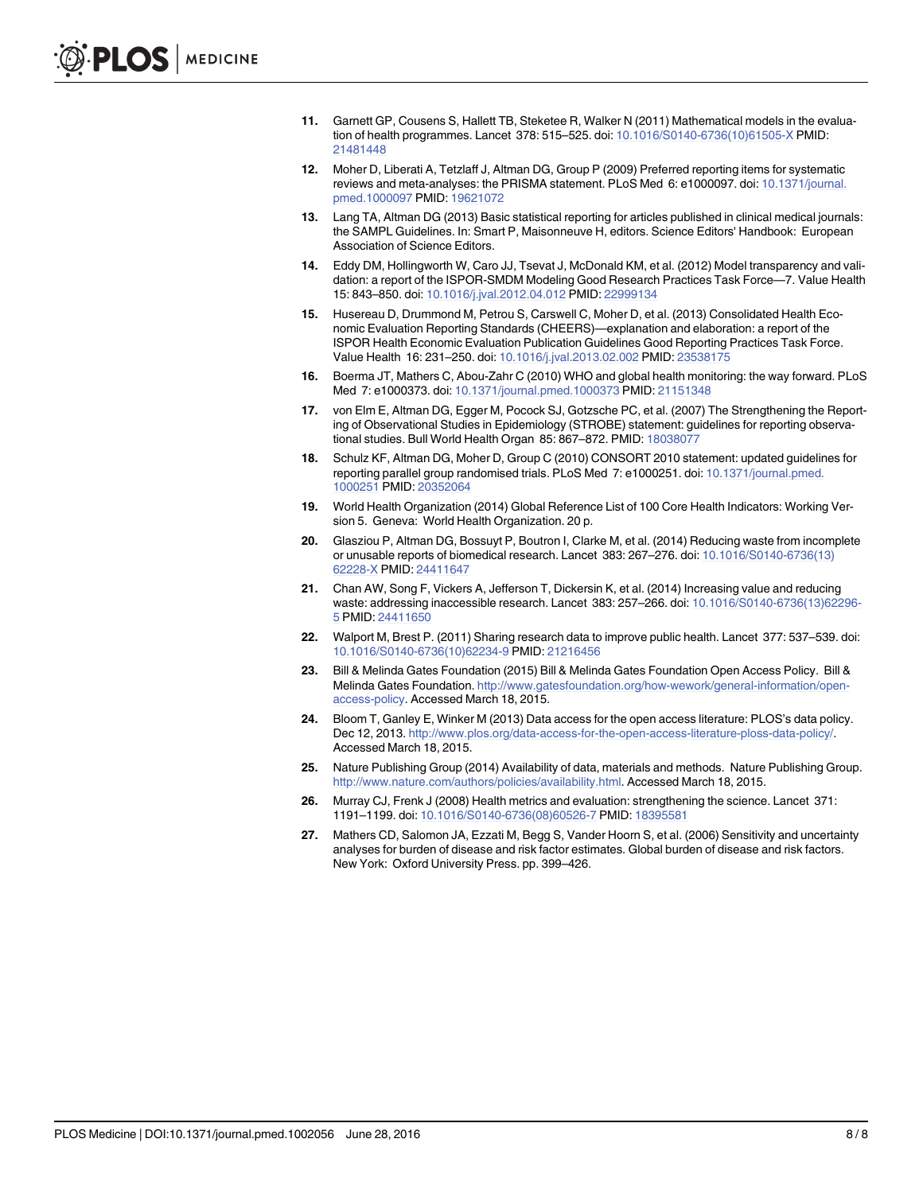11. Garnett GP, Cousens S, Hallett TB, Steketee R, Walker N (2011) Mathematical models in the evaluation of health programmes. Lancet 378: 515–525. doi: 10.1016/S0140-6736(10)61505-X PMID: 21481448

12. Moher D, Liberati A, Tetzlaff J, Altman DG, Group P (2009) Preferred reporting items for systematic reviews and meta-analyses: the PRISMA statement. PLoS Med 6: e1000097. doi: 10.1371/journal.pmed.1000097 PMID: 19621072

13. Lang TA, Altman DG (2013) Basic statistical reporting for articles published in clinical medical journals: the SAMPL Guidelines. In: Smart P, Maisonneuve H, editors. Science Editors' Handbook: European Association of Science Editors.

14. Eddy DM, Hollingworth W, Caro JJ, Tsevat J, McDonald KM, et al. (2012) Model transparency and validation: a report of the ISPOR-SMDM Modeling Good Research Practices Task Force—7. Value Health 15: 843–850. doi: 10.1016/j.jval.2012.04.012 PMID: 22999134

15. Husereau D, Drummond M, Petrou S, Carswell C, Moher D, et al. (2013) Consolidated Health Economic Evaluation Reporting Standards (CHEERS)—explanation and elaboration: a report of the ISPOR Health Economic Evaluation Publication Guidelines Good Reporting Practices Task Force. Value Health 16: 231–250. doi: 10.1016/j.jval.2013.02.002 PMID: 23538175

16. Boerma JT, Mathers C, Abou-Zahr C (2010) WHO and global health monitoring: the way forward. PLoS Med 7: e1000373. doi: 10.1371/journal.pmed.1000373 PMID: 21151348

17. von Elm E, Altman DG, Egger M, Pocock SJ, Gotzsche PC, et al. (2007) The Strengthening the Reporting of Observational Studies in Epidemiology (STROBE) statement: guidelines for reporting observational studies. Bull World Health Organ 85: 867–872. PMID: 18038077

18. Schulz KF, Altman DG, Moher D, Group C (2010) CONSORT 2010 statement: updated guidelines for reporting parallel group randomised trials. PLoS Med 7: e1000251. doi: 10.1371/journal.pmed.1000251 PMID: 20352064

19. World Health Organization (2014) Global Reference List of 100 Core Health Indicators: Working Version 5. Geneva: World Health Organization. 20 p.

20. Glasziou P, Altman DG, Bossuyt P, Boutron I, Clarke M, et al. (2014) Reducing waste from incomplete or unusable reports of biomedical research. Lancet 383: 267–276. doi: 10.1016/S0140-6736(13)62228-X PMID: 24411647

21. Chan AW, Song F, Vickers A, Jefferson T, Dickersin K, et al. (2014) Increasing value and reducing waste: addressing inaccessible research. Lancet 383: 257–266. doi: 10.1016/S0140-6736(13)62296-5 PMID: 24411650

22. Walport M, Brest P. (2011) Sharing research data to improve public health. Lancet 377: 537–539. doi: 10.1016/S0140-6736(10)62234-9 PMID: 21216456

23. Bill & Melinda Gates Foundation (2015) Bill & Melinda Gates Foundation Open Access Policy. Bill & Melinda Gates Foundation. http://www.gatesfoundation.org/how-wework/general-information/open-access-policy. Accessed March 18, 2015.

24. Bloom T, Ganley E, Winker M (2013) Data access for the open access literature: PLOS's data policy. Dec 12, 2013. http://www.plos.org/data-access-for-the-open-access-literature-ploss-data-policy/. Accessed March 18, 2015.

25. Nature Publishing Group (2014) Availability of data, materials and methods. Nature Publishing Group. http://www.nature.com/authors/policies/availability.html. Accessed March 18, 2015.

26. Murray CJ, Frenk J (2008) Health metrics and evaluation: strengthening the science. Lancet 371: 1191–1199. doi: 10.1016/S0140-6736(08)60526-7 PMID: 18395581

27. Mathers CD, Salomon JA, Ezzati M, Begg S, Vander Hoorn S, et al. (2006) Sensitivity and uncertainty analyses for burden of disease and risk factor estimates. Global burden of disease and risk factors. New York: Oxford University Press. pp. 399–426.